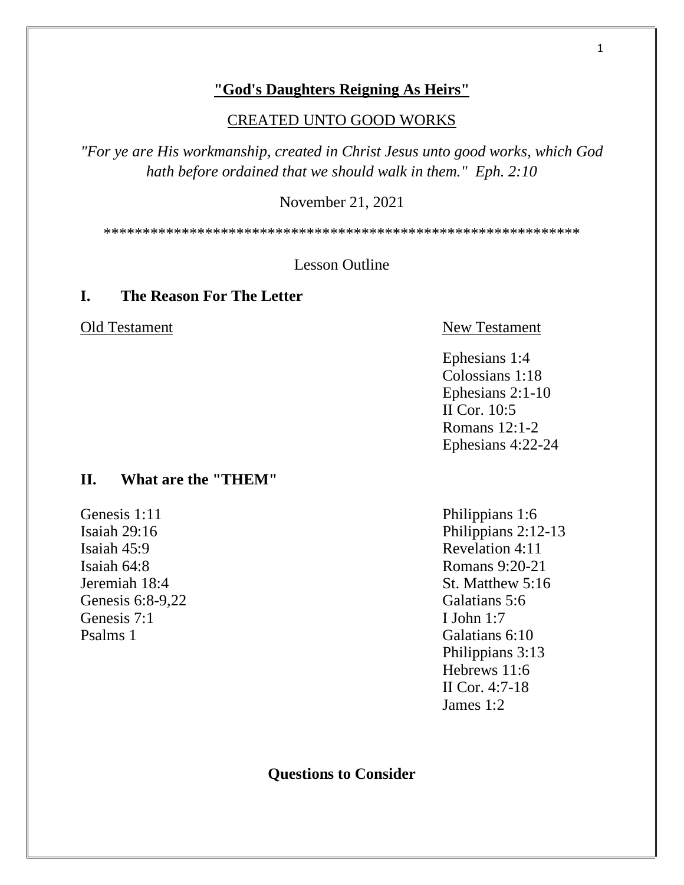# "God's Daughters Reigning As Heirs"

CREATED UNTO GOOD WORKS

*"For ye are His workmanship, created in Christ Jesus unto good works, which God hath before ordained that we should walk in them." Eph. 2:10*

November 21, 2021

************************************************************

Lesson Outline

## I. The Reason For The Letter

| Old Testament | New Testament |
|---|---|
| | Ephesians 1:4 |
| | Colossians 1:18 |
| | Ephesians 2:1-10 |
| | II Cor. 10:5 |
| | Romans 12:1-2 |
| | Ephesians 4:22-24 |

## II. What are the "THEM"

| | |
|---|---|
| Genesis 1:11 | Philippians 1:6 |
| Isaiah 29:16 | Philippians 2:12-13 |
| Isaiah 45:9 | Revelation 4:11 |
| Isaiah 64:8 | Romans 9:20-21 |
| Jeremiah 18:4 | St. Matthew 5:16 |
| Genesis 6:8-9,22 | Galatians 5:6 |
| Genesis 7:1 | I John 1:7 |
| Psalms 1 | Galatians 6:10 |
| | Philippians 3:13 |
| | Hebrews 11:6 |
| | II Cor. 4:7-18 |
| | James 1:2 |

**Questions to Consider**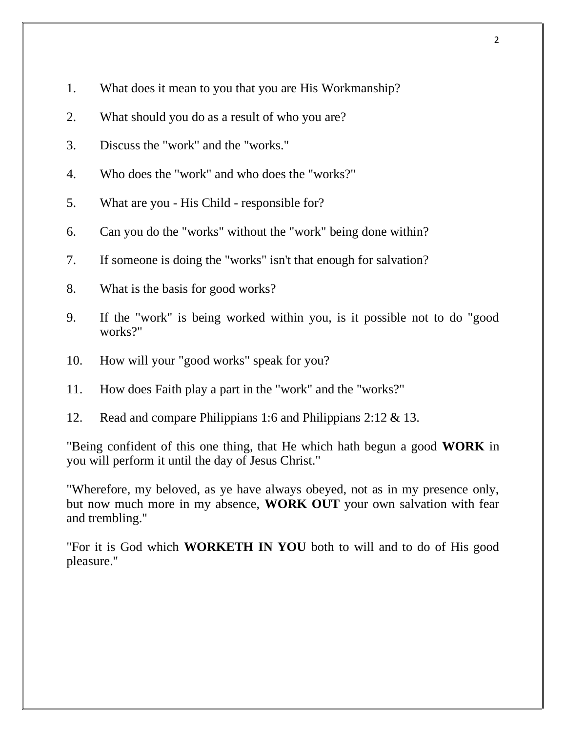1. What does it mean to you that you are His Workmanship?
2. What should you do as a result of who you are?
3. Discuss the "work" and the "works."
4. Who does the "work" and who does the "works?"
5. What are you - His Child - responsible for?
6. Can you do the "works" without the "work" being done within?
7. If someone is doing the "works" isn't that enough for salvation?
8. What is the basis for good works?
9. If the "work" is being worked within you, is it possible not to do "good works?"
10. How will your "good works" speak for you?
11. How does Faith play a part in the "work" and the "works?"
12. Read and compare Philippians 1:6 and Philippians 2:12 & 13.

"Being confident of this one thing, that He which hath begun a good **WORK** in you will perform it until the day of Jesus Christ."

"Wherefore, my beloved, as ye have always obeyed, not as in my presence only, but now much more in my absence, **WORK OUT** your own salvation with fear and trembling."

"For it is God which **WORKETH IN YOU** both to will and to do of His good pleasure."